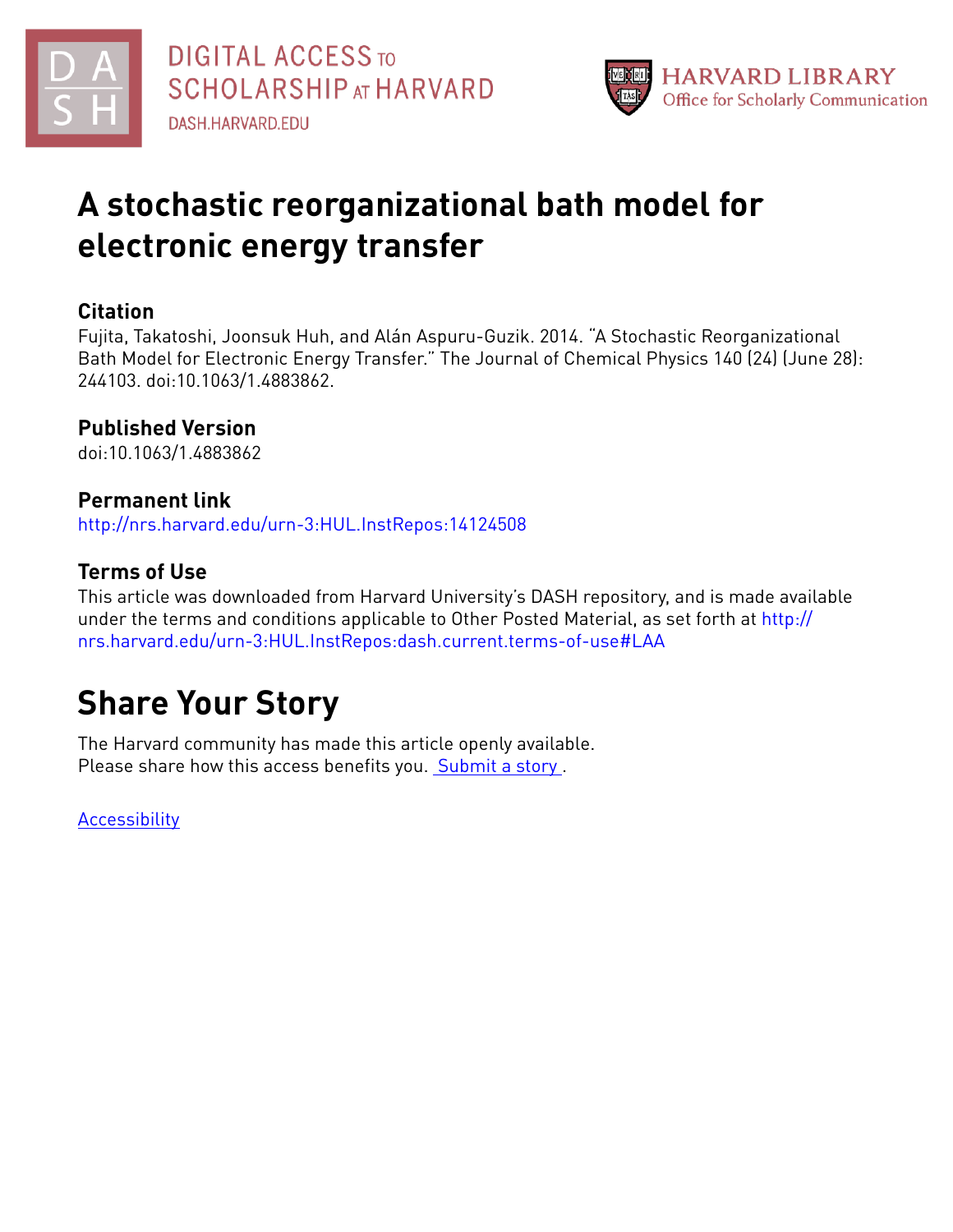# A stochastic reorganizational bath model for electronic energy transfer

## Citation

Fujita, Takatoshi, Joonsuk Huh, and Alán Aspuru-Guzik. 2014. "A Stochastic Reorganizational Bath Model for Electronic Energy Transfer." The Journal of Chemical Physics 140 (24) (June 28): 244103. doi:10.1063/1.4883862.

## Published Version

doi:10.1063/1.4883862

## Permanent link

http://nrs.harvard.edu/urn-3:HUL.InstRepos:14124508

## Terms of Use

This article was downloaded from Harvard University's DASH repository, and is made available under the terms and conditions applicable to Other Posted Material, as set forth at http://nrs.harvard.edu/urn-3:HUL.InstRepos:dash.current.terms-of-use#LAA

# Share Your Story

The Harvard community has made this article openly available.
Please share how this access benefits you. Submit a story .

Accessibility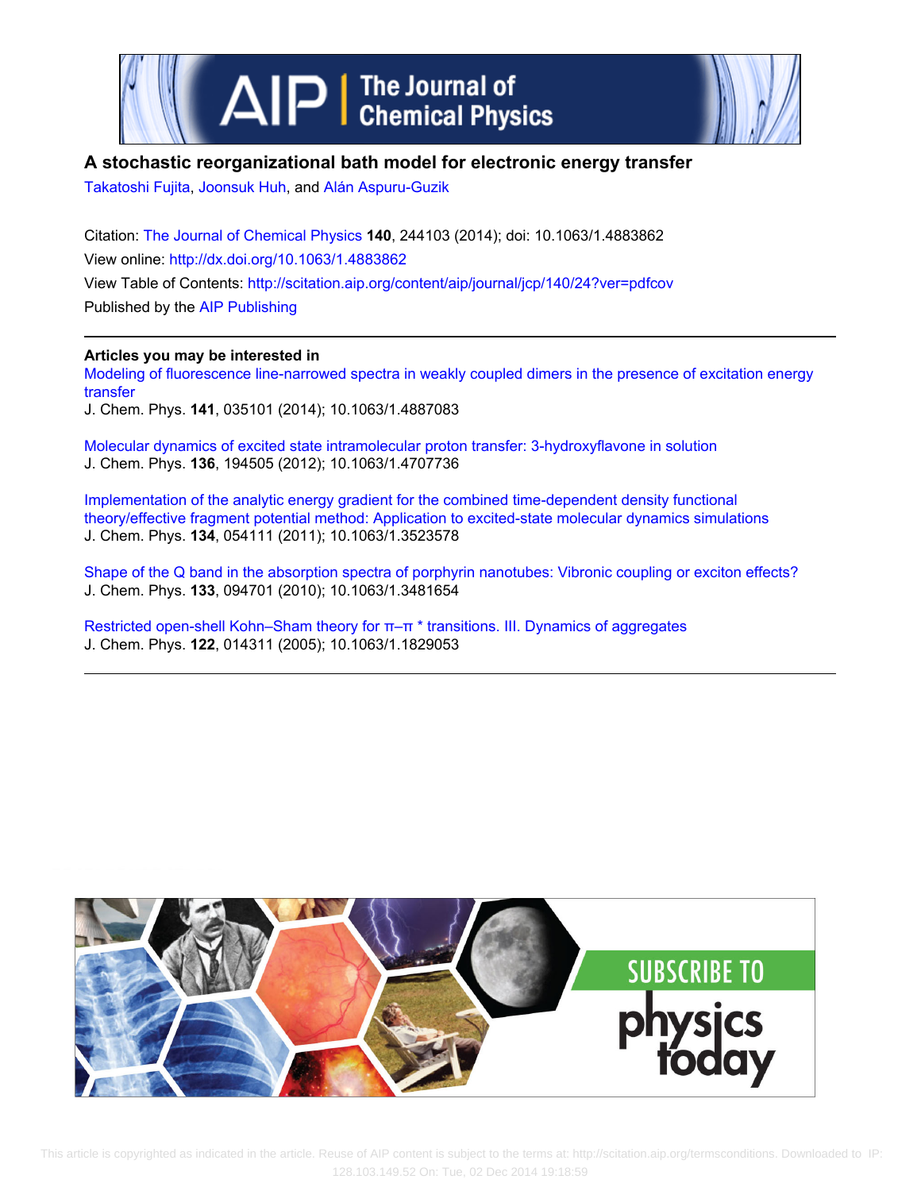# A stochastic reorganizational bath model for electronic energy transfer

Takatoshi Fujita, Joonsuk Huh, and Alán Aspuru-Guzik

Citation: The Journal of Chemical Physics **140**, 244103 (2014); doi: 10.1063/1.4883862

View online: http://dx.doi.org/10.1063/1.4883862

View Table of Contents: http://scitation.aip.org/content/aip/journal/jcp/140/24?ver=pdfcov

Published by the AIP Publishing

**Articles you may be interested in**

Modeling of fluorescence line-narrowed spectra in weakly coupled dimers in the presence of excitation energy transfer

J. Chem. Phys. **141**, 035101 (2014); 10.1063/1.4887083

Molecular dynamics of excited state intramolecular proton transfer: 3-hydroxyflavone in solution

J. Chem. Phys. **136**, 194505 (2012); 10.1063/1.4707736

Implementation of the analytic energy gradient for the combined time-dependent density functional theory/effective fragment potential method: Application to excited-state molecular dynamics simulations

J. Chem. Phys. **134**, 054111 (2011); 10.1063/1.3523578

Shape of the Q band in the absorption spectra of porphyrin nanotubes: Vibronic coupling or exciton effects?

J. Chem. Phys. **133**, 094701 (2010); 10.1063/1.3481654

Restricted open-shell Kohn–Sham theory for π–π * transitions. III. Dynamics of aggregates

J. Chem. Phys. **122**, 014311 (2005); 10.1063/1.1829053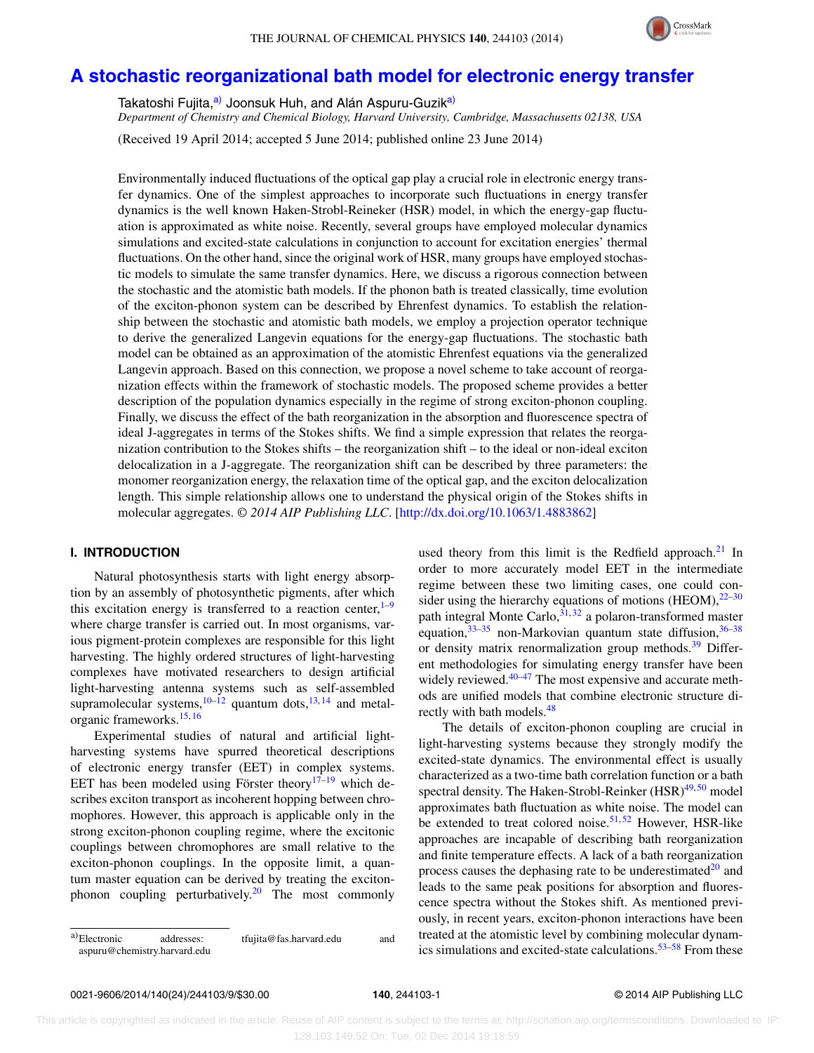# A stochastic reorganizational bath model for electronic energy transfer

Takatoshi Fujita,[a)] Joonsuk Huh, and Alán Aspuru-Guzik[a)]

*Department of Chemistry and Chemical Biology, Harvard University, Cambridge, Massachusetts 02138, USA*

(Received 19 April 2014; accepted 5 June 2014; published online 23 June 2014)

Environmentally induced fluctuations of the optical gap play a crucial role in electronic energy transfer dynamics. One of the simplest approaches to incorporate such fluctuations in energy transfer dynamics is the well known Haken-Strobl-Reineker (HSR) model, in which the energy-gap fluctuation is approximated as white noise. Recently, several groups have employed molecular dynamics simulations and excited-state calculations in conjunction to account for excitation energies' thermal fluctuations. On the other hand, since the original work of HSR, many groups have employed stochastic models to simulate the same transfer dynamics. Here, we discuss a rigorous connection between the stochastic and the atomistic bath models. If the phonon bath is treated classically, time evolution of the exciton-phonon system can be described by Ehrenfest dynamics. To establish the relationship between the stochastic and atomistic bath models, we employ a projection operator technique to derive the generalized Langevin equations for the energy-gap fluctuations. The stochastic bath model can be obtained as an approximation of the atomistic Ehrenfest equations via the generalized Langevin approach. Based on this connection, we propose a novel scheme to take account of reorganization effects within the framework of stochastic models. The proposed scheme provides a better description of the population dynamics especially in the regime of strong exciton-phonon coupling. Finally, we discuss the effect of the bath reorganization in the absorption and fluorescence spectra of ideal J-aggregates in terms of the Stokes shifts. We find a simple expression that relates the reorganization contribution to the Stokes shifts – the reorganization shift – to the ideal or non-ideal exciton delocalization in a J-aggregate. The reorganization shift can be described by three parameters: the monomer reorganization energy, the relaxation time of the optical gap, and the exciton delocalization length. This simple relationship allows one to understand the physical origin of the Stokes shifts in molecular aggregates. *© 2014 AIP Publishing LLC*. [http://dx.doi.org/10.1063/1.4883862]

## I. INTRODUCTION

Natural photosynthesis starts with light energy absorption by an assembly of photosynthetic pigments, after which this excitation energy is transferred to a reaction center,[1–9] where charge transfer is carried out. In most organisms, various pigment-protein complexes are responsible for this light harvesting. The highly ordered structures of light-harvesting complexes have motivated researchers to design artificial light-harvesting antenna systems such as self-assembled supramolecular systems,[10–12] quantum dots,[13,14] and metal-organic frameworks.[15,16]

Experimental studies of natural and artificial light-harvesting systems have spurred theoretical descriptions of electronic energy transfer (EET) in complex systems. EET has been modeled using Förster theory[17–19] which describes exciton transport as incoherent hopping between chromophores. However, this approach is applicable only in the strong exciton-phonon coupling regime, where the excitonic couplings between chromophores are small relative to the exciton-phonon couplings. In the opposite limit, a quantum master equation can be derived by treating the exciton-phonon coupling perturbatively.[20] The most commonly used theory from this limit is the Redfield approach.[21] In order to more accurately model EET in the intermediate regime between these two limiting cases, one could consider using the hierarchy equations of motions (HEOM),[22–30] path integral Monte Carlo,[31,32] a polaron-transformed master equation,[33–35] non-Markovian quantum state diffusion,[36–38] or density matrix renormalization group methods.[39] Different methodologies for simulating energy transfer have been widely reviewed.[40–47] The most expensive and accurate methods are unified models that combine electronic structure directly with bath models.[48]

The details of exciton-phonon coupling are crucial in light-harvesting systems because they strongly modify the excited-state dynamics. The environmental effect is usually characterized as a two-time bath correlation function or a bath spectral density. The Haken-Strobl-Reinker (HSR)[49,50] model approximates bath fluctuation as white noise. The model can be extended to treat colored noise.[51,52] However, HSR-like approaches are incapable of describing bath reorganization and finite temperature effects. A lack of a bath reorganization process causes the dephasing rate to be underestimated[20] and leads to the same peak positions for absorption and fluorescence spectra without the Stokes shift. As mentioned previously, in recent years, exciton-phonon interactions have been treated at the atomistic level by combining molecular dynamics simulations and excited-state calculations.[53–58] From these

---

a) Electronic addresses: tfujita@fas.harvard.edu and aspuru@chemistry.harvard.edu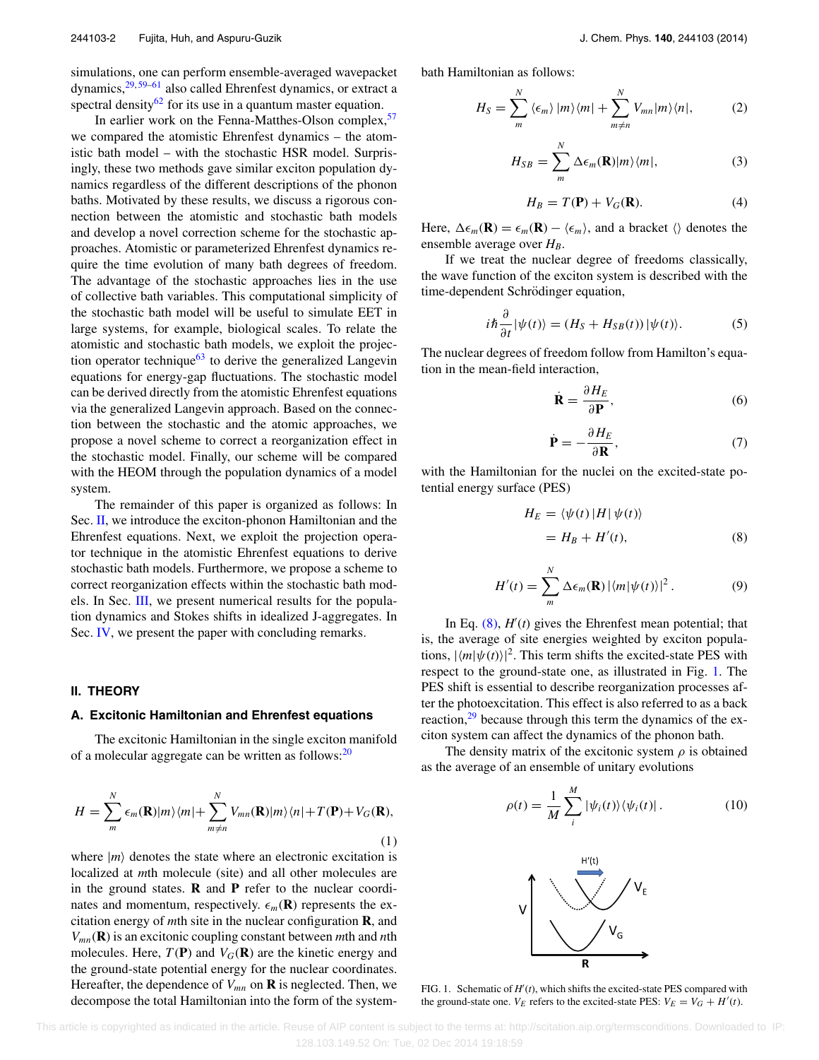simulations, one can perform ensemble-averaged wavepacket dynamics,[29,59–61] also called Ehrenfest dynamics, or extract a spectral density[62] for its use in a quantum master equation.

In earlier work on the Fenna-Matthes-Olson complex,[57] we compared the atomistic Ehrenfest dynamics – the atomistic bath model – with the stochastic HSR model. Surprisingly, these two methods gave similar exciton population dynamics regardless of the different descriptions of the phonon baths. Motivated by these results, we discuss a rigorous connection between the atomistic and stochastic bath models and develop a novel correction scheme for the stochastic approaches. Atomistic or parameterized Ehrenfest dynamics require the time evolution of many bath degrees of freedom. The advantage of the stochastic approaches lies in the use of collective bath variables. This computational simplicity of the stochastic bath model will be useful to simulate EET in large systems, for example, biological scales. To relate the atomistic and stochastic bath models, we exploit the projection operator technique[63] to derive the generalized Langevin equations for energy-gap fluctuations. The stochastic model can be derived directly from the atomistic Ehrenfest equations via the generalized Langevin approach. Based on the connection between the stochastic and the atomic approaches, we propose a novel scheme to correct a reorganization effect in the stochastic model. Finally, our scheme will be compared with the HEOM through the population dynamics of a model system.

The remainder of this paper is organized as follows: In Sec. II, we introduce the exciton-phonon Hamiltonian and the Ehrenfest equations. Next, we exploit the projection operator technique in the atomistic Ehrenfest equations to derive stochastic bath models. Furthermore, we propose a scheme to correct reorganization effects within the stochastic bath models. In Sec. III, we present numerical results for the population dynamics and Stokes shifts in idealized J-aggregates. In Sec. IV, we present the paper with concluding remarks.

## II. THEORY

### A. Excitonic Hamiltonian and Ehrenfest equations

The excitonic Hamiltonian in the single exciton manifold of a molecular aggregate can be written as follows:[20]

$$H = \sum_{m}^{N} \epsilon_m(\mathbf{R})|m\rangle\langle m| + \sum_{m\neq n}^{N} V_{mn}(\mathbf{R})|m\rangle\langle n| + T(\mathbf{P}) + V_G(\mathbf{R}), \tag{1}$$

where $|m\rangle$ denotes the state where an electronic excitation is localized at $m$th molecule (site) and all other molecules are in the ground states. $\mathbf{R}$ and $\mathbf{P}$ refer to the nuclear coordinates and momentum, respectively. $\epsilon_m(\mathbf{R})$ represents the excitation energy of $m$th site in the nuclear configuration $\mathbf{R}$, and $V_{mn}(\mathbf{R})$ is an excitonic coupling constant between $m$th and $n$th molecules. Here, $T(\mathbf{P})$ and $V_G(\mathbf{R})$ are the kinetic energy and the ground-state potential energy for the nuclear coordinates. Hereafter, the dependence of $V_{mn}$ on $\mathbf{R}$ is neglected. Then, we decompose the total Hamiltonian into the form of the system-bath Hamiltonian as follows:

$$H_S = \sum_{m}^{N} \langle \epsilon_m \rangle \, |m\rangle\langle m| + \sum_{m\neq n}^{N} V_{mn}|m\rangle\langle n|, \tag{2}$$

$$H_{SB} = \sum_{m}^{N} \Delta\epsilon_m(\mathbf{R})|m\rangle\langle m|, \tag{3}$$

$$H_B = T(\mathbf{P}) + V_G(\mathbf{R}). \tag{4}$$

Here, $\Delta\epsilon_m(\mathbf{R}) = \epsilon_m(\mathbf{R}) - \langle \epsilon_m \rangle$, and a bracket $\langle\rangle$ denotes the ensemble average over $H_B$.

If we treat the nuclear degree of freedoms classically, the wave function of the exciton system is described with the time-dependent Schrödinger equation,

$$i\hbar \frac{\partial}{\partial t}|\psi(t)\rangle = (H_S + H_{SB}(t))\,|\psi(t)\rangle. \tag{5}$$

The nuclear degrees of freedom follow from Hamilton's equation in the mean-field interaction,

$$\dot{\mathbf{R}} = \frac{\partial H_E}{\partial \mathbf{P}}, \tag{6}$$

$$\dot{\mathbf{P}} = -\frac{\partial H_E}{\partial \mathbf{R}}, \tag{7}$$

with the Hamiltonian for the nuclei on the excited-state potential energy surface (PES)

$$\begin{aligned} H_E &= \langle \psi(t)\,|H|\,\psi(t)\rangle \\ &= H_B + H'(t), \end{aligned} \tag{8}$$

$$H'(t) = \sum_{m}^{N} \Delta\epsilon_m(\mathbf{R})\,|\langle m|\psi(t)\rangle|^2\,. \tag{9}$$

In Eq. (8), $H'(t)$ gives the Ehrenfest mean potential; that is, the average of site energies weighted by exciton populations, $|\langle m|\psi(t)\rangle|^2$. This term shifts the excited-state PES with respect to the ground-state one, as illustrated in Fig. 1. The PES shift is essential to describe reorganization processes after the photoexcitation. This effect is also referred to as a back reaction,[29] because through this term the dynamics of the exciton system can affect the dynamics of the phonon bath.

The density matrix of the excitonic system $\rho$ is obtained as the average of an ensemble of unitary evolutions

$$\rho(t) = \frac{1}{M}\sum_{i}^{M} |\psi_i(t)\rangle\langle\psi_i(t)|\,. \tag{10}$$

FIG. 1. Schematic of $H'(t)$, which shifts the excited-state PES compared with the ground-state one. $V_E$ refers to the excited-state PES: $V_E = V_G + H'(t)$.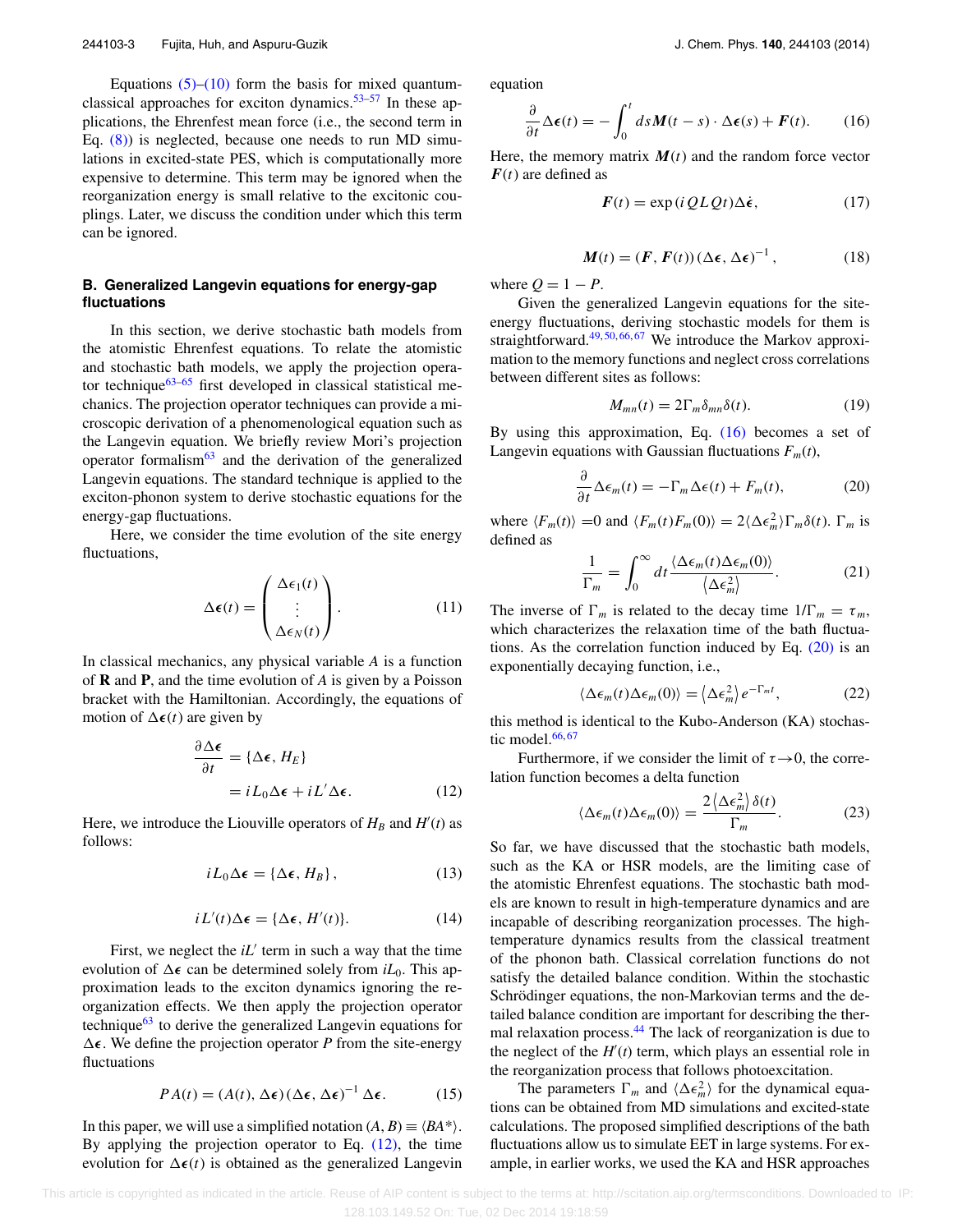Equations (5)–(10) form the basis for mixed quantum-classical approaches for exciton dynamics.[53–57] In these applications, the Ehrenfest mean force (i.e., the second term in Eq. (8)) is neglected, because one needs to run MD simulations in excited-state PES, which is computationally more expensive to determine. This term may be ignored when the reorganization energy is small relative to the excitonic couplings. Later, we discuss the condition under which this term can be ignored.

### B. Generalized Langevin equations for energy-gap fluctuations

In this section, we derive stochastic bath models from the atomistic Ehrenfest equations. To relate the atomistic and stochastic bath models, we apply the projection operator technique[63–65] first developed in classical statistical mechanics. The projection operator techniques can provide a microscopic derivation of a phenomenological equation such as the Langevin equation. We briefly review Mori's projection operator formalism[63] and the derivation of the generalized Langevin equations. The standard technique is applied to the exciton-phonon system to derive stochastic equations for the energy-gap fluctuations.

Here, we consider the time evolution of the site energy fluctuations,

$$\Delta\boldsymbol{\epsilon}(t) = \begin{pmatrix} \Delta\epsilon_1(t) \\ \vdots \\ \Delta\epsilon_N(t) \end{pmatrix}. \tag{11}$$

In classical mechanics, any physical variable $A$ is a function of $\mathbf{R}$ and $\mathbf{P}$, and the time evolution of $A$ is given by a Poisson bracket with the Hamiltonian. Accordingly, the equations of motion of $\Delta\boldsymbol{\epsilon}(t)$ are given by

$$\begin{aligned} \frac{\partial \Delta\boldsymbol{\epsilon}}{\partial t} &= \{\Delta\boldsymbol{\epsilon}, H_E\} \\ &= iL_0\Delta\boldsymbol{\epsilon} + iL'\Delta\boldsymbol{\epsilon}. \end{aligned} \tag{12}$$

Here, we introduce the Liouville operators of $H_B$ and $H'(t)$ as follows:

$$iL_0\Delta\boldsymbol{\epsilon} = \{\Delta\boldsymbol{\epsilon}, H_B\}, \tag{13}$$

$$iL'(t)\Delta\boldsymbol{\epsilon} = \{\Delta\boldsymbol{\epsilon}, H'(t)\}. \tag{14}$$

First, we neglect the $iL'$ term in such a way that the time evolution of $\Delta\boldsymbol{\epsilon}$ can be determined solely from $iL_0$. This approximation leads to the exciton dynamics ignoring the reorganization effects. We then apply the projection operator technique[63] to derive the generalized Langevin equations for $\Delta\boldsymbol{\epsilon}$. We define the projection operator $P$ from the site-energy fluctuations

$$PA(t) = (A(t), \Delta\boldsymbol{\epsilon})(\Delta\boldsymbol{\epsilon}, \Delta\boldsymbol{\epsilon})^{-1}\Delta\boldsymbol{\epsilon}. \tag{15}$$

In this paper, we will use a simplified notation $(A, B) \equiv \langle BA^* \rangle$. By applying the projection operator to Eq. (12), the time evolution for $\Delta\boldsymbol{\epsilon}(t)$ is obtained as the generalized Langevin equation

$$\frac{\partial}{\partial t}\Delta\boldsymbol{\epsilon}(t) = -\int_0^t ds\, \boldsymbol{M}(t-s)\cdot\Delta\boldsymbol{\epsilon}(s) + \boldsymbol{F}(t). \tag{16}$$

Here, the memory matrix $\boldsymbol{M}(t)$ and the random force vector $\boldsymbol{F}(t)$ are defined as

$$\boldsymbol{F}(t) = \exp(iQLQt)\Delta\dot{\boldsymbol{\epsilon}}, \tag{17}$$

$$\boldsymbol{M}(t) = (\boldsymbol{F}, \boldsymbol{F}(t))\,(\Delta\boldsymbol{\epsilon}, \Delta\boldsymbol{\epsilon})^{-1}, \tag{18}$$

where $Q = 1 - P$.

Given the generalized Langevin equations for the site-energy fluctuations, deriving stochastic models for them is straightforward.[49,50,66,67] We introduce the Markov approximation to the memory functions and neglect cross correlations between different sites as follows:

$$M_{mn}(t) = 2\Gamma_m\delta_{mn}\delta(t). \tag{19}$$

By using this approximation, Eq. (16) becomes a set of Langevin equations with Gaussian fluctuations $F_m(t)$,

$$\frac{\partial}{\partial t}\Delta\epsilon_m(t) = -\Gamma_m\Delta\epsilon(t) + F_m(t), \tag{20}$$

where $\langle F_m(t)\rangle = 0$ and $\langle F_m(t)F_m(0)\rangle = 2\langle\Delta\epsilon_m^2\rangle\Gamma_m\delta(t)$. $\Gamma_m$ is defined as

$$\frac{1}{\Gamma_m} = \int_0^\infty dt\, \frac{\langle\Delta\epsilon_m(t)\Delta\epsilon_m(0)\rangle}{\langle\Delta\epsilon_m^2\rangle}. \tag{21}$$

The inverse of $\Gamma_m$ is related to the decay time $1/\Gamma_m = \tau_m$, which characterizes the relaxation time of the bath fluctuations. As the correlation function induced by Eq. (20) is an exponentially decaying function, i.e.,

$$\langle\Delta\epsilon_m(t)\Delta\epsilon_m(0)\rangle = \langle\Delta\epsilon_m^2\rangle e^{-\Gamma_m t}, \tag{22}$$

this method is identical to the Kubo-Anderson (KA) stochastic model.[66,67]

Furthermore, if we consider the limit of $\tau \to 0$, the correlation function becomes a delta function

$$\langle\Delta\epsilon_m(t)\Delta\epsilon_m(0)\rangle = \frac{2\langle\Delta\epsilon_m^2\rangle\delta(t)}{\Gamma_m}. \tag{23}$$

So far, we have discussed that the stochastic bath models, such as the KA or HSR models, are the limiting case of the atomistic Ehrenfest equations. The stochastic bath models are known to result in high-temperature dynamics and are incapable of describing reorganization processes. The high-temperature dynamics results from the classical treatment of the phonon bath. Classical correlation functions do not satisfy the detailed balance condition. Within the stochastic Schrödinger equations, the non-Markovian terms and the detailed balance condition are important for describing the thermal relaxation process.[44] The lack of reorganization is due to the neglect of the $H'(t)$ term, which plays an essential role in the reorganization process that follows photoexcitation.

The parameters $\Gamma_m$ and $\langle\Delta\epsilon_m^2\rangle$ for the dynamical equations can be obtained from MD simulations and excited-state calculations. The proposed simplified descriptions of the bath fluctuations allow us to simulate EET in large systems. For example, in earlier works, we used the KA and HSR approaches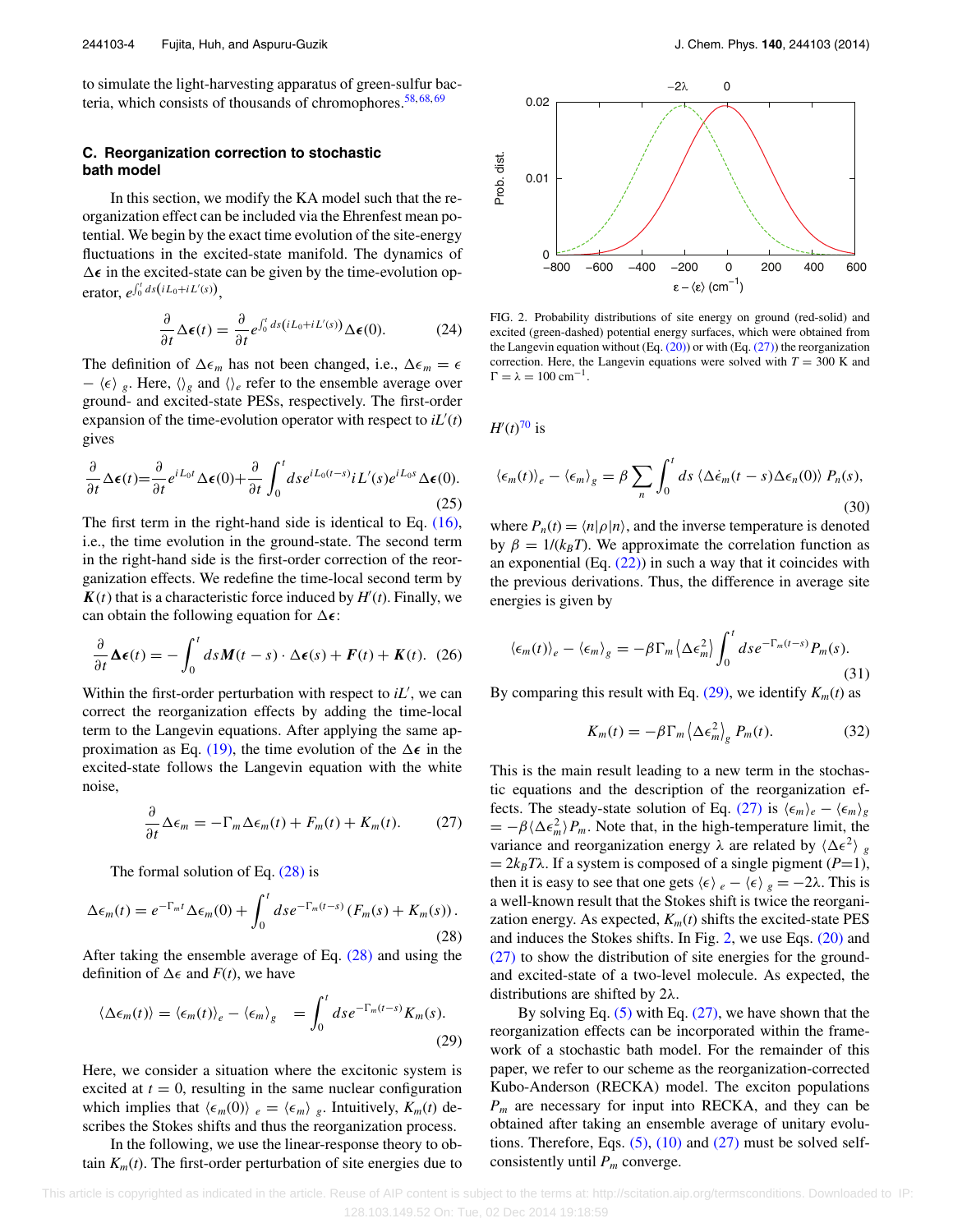to simulate the light-harvesting apparatus of green-sulfur bacteria, which consists of thousands of chromophores.[58,68,69]

### C. Reorganization correction to stochastic bath model

In this section, we modify the KA model such that the reorganization effect can be included via the Ehrenfest mean potential. We begin by the exact time evolution of the site-energy fluctuations in the excited-state manifold. The dynamics of $\Delta\boldsymbol{\epsilon}$ in the excited-state can be given by the time-evolution operator, $e^{\int_0^t ds(iL_0+iL'(s))}$,

$$\frac{\partial}{\partial t}\Delta\boldsymbol{\epsilon}(t) = \frac{\partial}{\partial t}e^{\int_0^t ds(iL_0+iL'(s))}\Delta\boldsymbol{\epsilon}(0). \tag{24}$$

The definition of $\Delta\epsilon_m$ has not been changed, i.e., $\Delta\epsilon_m = \epsilon - \langle\epsilon\rangle_g$. Here, $\langle\rangle_g$ and $\langle\rangle_e$ refer to the ensemble average over ground- and excited-state PESs, respectively. The first-order expansion of the time-evolution operator with respect to $iL'(t)$ gives

$$\frac{\partial}{\partial t}\Delta\boldsymbol{\epsilon}(t) = \frac{\partial}{\partial t}e^{iL_0 t}\Delta\boldsymbol{\epsilon}(0) + \frac{\partial}{\partial t}\int_0^t ds e^{iL_0(t-s)}iL'(s)e^{iL_0 s}\Delta\boldsymbol{\epsilon}(0). \tag{25}$$

The first term in the right-hand side is identical to Eq. (16), i.e., the time evolution in the ground-state. The second term in the right-hand side is the first-order correction of the reorganization effects. We redefine the time-local second term by $\boldsymbol{K}(t)$ that is a characteristic force induced by $H'(t)$. Finally, we can obtain the following equation for $\Delta\boldsymbol{\epsilon}$:

$$\frac{\partial}{\partial t}\Delta\boldsymbol{\epsilon}(t) = -\int_0^t ds\boldsymbol{M}(t-s)\cdot\Delta\boldsymbol{\epsilon}(s) + \boldsymbol{F}(t) + \boldsymbol{K}(t). \tag{26}$$

Within the first-order perturbation with respect to $iL'$, we can correct the reorganization effects by adding the time-local term to the Langevin equations. After applying the same approximation as Eq. (19), the time evolution of the $\Delta\boldsymbol{\epsilon}$ in the excited-state follows the Langevin equation with the white noise,

$$\frac{\partial}{\partial t}\Delta\epsilon_m = -\Gamma_m\Delta\epsilon_m(t) + F_m(t) + K_m(t). \tag{27}$$

The formal solution of Eq. (28) is

$$\Delta\epsilon_m(t) = e^{-\Gamma_m t}\Delta\epsilon_m(0) + \int_0^t ds e^{-\Gamma_m(t-s)}\left(F_m(s) + K_m(s)\right). \tag{28}$$

After taking the ensemble average of Eq. (28) and using the definition of $\Delta\epsilon$ and $F(t)$, we have

$$\langle\Delta\epsilon_m(t)\rangle = \langle\epsilon_m(t)\rangle_e - \langle\epsilon_m\rangle_g = \int_0^t ds e^{-\Gamma_m(t-s)}K_m(s). \tag{29}$$

Here, we consider a situation where the excitonic system is excited at $t = 0$, resulting in the same nuclear configuration which implies that $\langle\epsilon_m(0)\rangle_e = \langle\epsilon_m\rangle_g$. Intuitively, $K_m(t)$ describes the Stokes shifts and thus the reorganization process.

In the following, we use the linear-response theory to obtain $K_m(t)$. The first-order perturbation of site energies due to $H'(t)$[70] is

$$\langle\epsilon_m(t)\rangle_e - \langle\epsilon_m\rangle_g = \beta\sum_n\int_0^t ds\,\langle\Delta\dot{\epsilon}_m(t-s)\Delta\epsilon_n(0)\rangle\,P_n(s), \tag{30}$$

where $P_n(t) = \langle n|\rho|n\rangle$, and the inverse temperature is denoted by $\beta = 1/(k_BT)$. We approximate the correlation function as an exponential (Eq. (22)) in such a way that it coincides with the previous derivations. Thus, the difference in average site energies is given by

$$\langle\epsilon_m(t)\rangle_e - \langle\epsilon_m\rangle_g = -\beta\Gamma_m\left\langle\Delta\epsilon_m^2\right\rangle\int_0^t ds e^{-\Gamma_m(t-s)}P_m(s). \tag{31}$$

By comparing this result with Eq. (29), we identify $K_m(t)$ as

$$K_m(t) = -\beta\Gamma_m\left\langle\Delta\epsilon_m^2\right\rangle_g P_m(t). \tag{32}$$

This is the main result leading to a new term in the stochastic equations and the description of the reorganization effects. The steady-state solution of Eq. (27) is $\langle\epsilon_m\rangle_e - \langle\epsilon_m\rangle_g = -\beta\langle\Delta\epsilon_m^2\rangle P_m$. Note that, in the high-temperature limit, the variance and reorganization energy $\lambda$ are related by $\langle\Delta\epsilon^2\rangle_g = 2k_BT\lambda$. If a system is composed of a single pigment ($P$=1), then it is easy to see that one gets $\langle\epsilon\rangle_e - \langle\epsilon\rangle_g = -2\lambda$. This is a well-known result that the Stokes shift is twice the reorganization energy. As expected, $K_m(t)$ shifts the excited-state PES and induces the Stokes shifts. In Fig. 2, we use Eqs. (20) and (27) to show the distribution of site energies for the ground- and excited-state of a two-level molecule. As expected, the distributions are shifted by $2\lambda$.

FIG. 2. Probability distributions of site energy on ground (red-solid) and excited (green-dashed) potential energy surfaces, which were obtained from the Langevin equation without (Eq. (20)) or with (Eq. (27)) the reorganization correction. Here, the Langevin equations were solved with $T = 300$ K and $\Gamma = \lambda = 100$ cm$^{-1}$.

By solving Eq. (5) with Eq. (27), we have shown that the reorganization effects can be incorporated within the framework of a stochastic bath model. For the remainder of this paper, we refer to our scheme as the reorganization-corrected Kubo-Anderson (RECKA) model. The exciton populations $P_m$ are necessary for input into RECKA, and they can be obtained after taking an ensemble average of unitary evolutions. Therefore, Eqs. (5), (10) and (27) must be solved self-consistently until $P_m$ converge.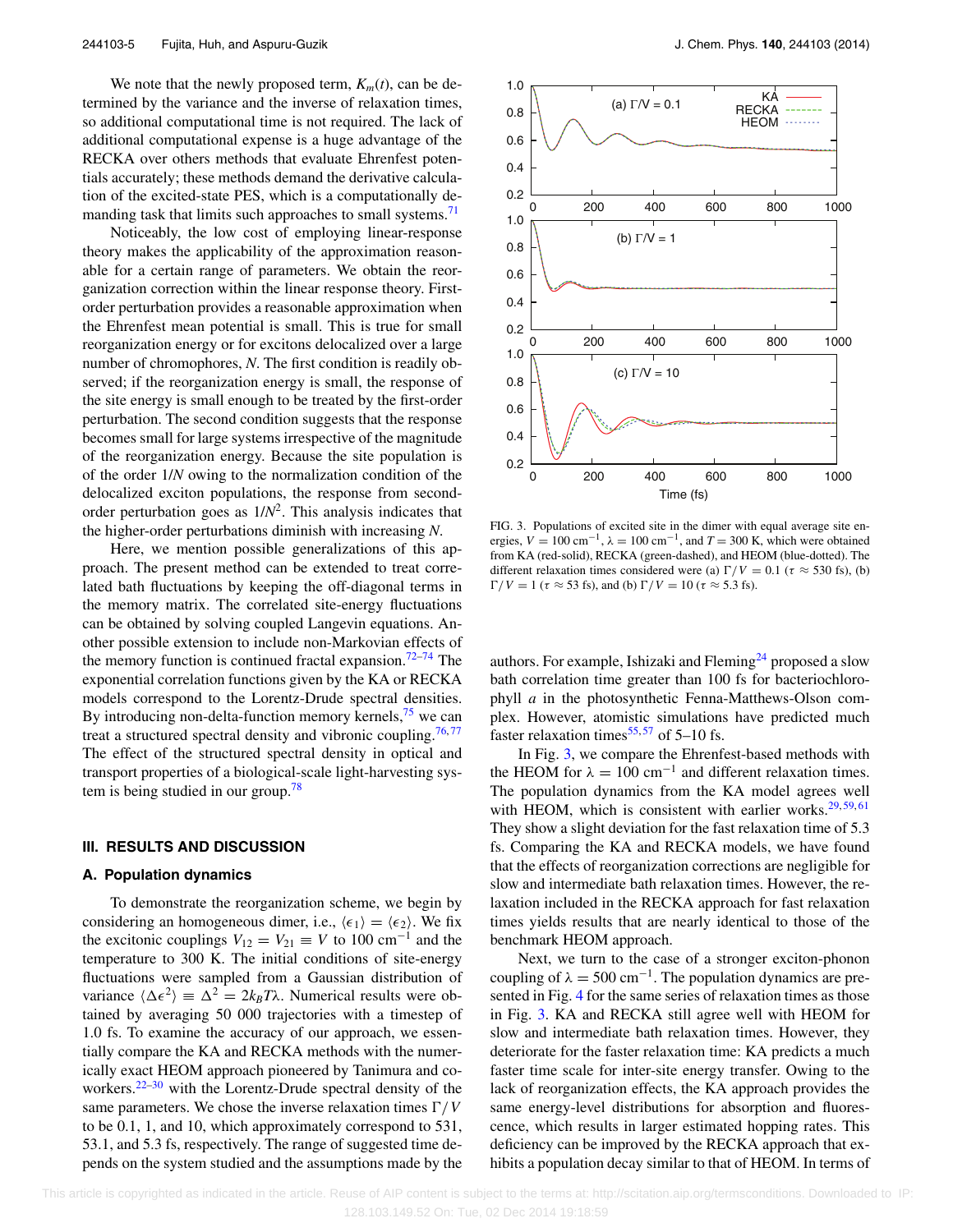We note that the newly proposed term, $K_m(t)$, can be determined by the variance and the inverse of relaxation times, so additional computational time is not required. The lack of additional computational expense is a huge advantage of the RECKA over others methods that evaluate Ehrenfest potentials accurately; these methods demand the derivative calculation of the excited-state PES, which is a computationally demanding task that limits such approaches to small systems.[71]

Noticeably, the low cost of employing linear-response theory makes the applicability of the approximation reasonable for a certain range of parameters. We obtain the reorganization correction within the linear response theory. First-order perturbation provides a reasonable approximation when the Ehrenfest mean potential is small. This is true for small reorganization energy or for excitons delocalized over a large number of chromophores, $N$. The first condition is readily observed; if the reorganization energy is small, the response of the site energy is small enough to be treated by the first-order perturbation. The second condition suggests that the response becomes small for large systems irrespective of the magnitude of the reorganization energy. Because the site population is of the order $1/N$ owing to the normalization condition of the delocalized exciton populations, the response from second-order perturbation goes as $1/N^2$. This analysis indicates that the higher-order perturbations diminish with increasing $N$.

Here, we mention possible generalizations of this approach. The present method can be extended to treat correlated bath fluctuations by keeping the off-diagonal terms in the memory matrix. The correlated site-energy fluctuations can be obtained by solving coupled Langevin equations. Another possible extension to include non-Markovian effects of the memory function is continued fractal expansion.[72–74] The exponential correlation functions given by the KA or RECKA models correspond to the Lorentz-Drude spectral densities. By introducing non-delta-function memory kernels,[75] we can treat a structured spectral density and vibronic coupling.[76,77] The effect of the structured spectral density in optical and transport properties of a biological-scale light-harvesting system is being studied in our group.[78]

## III. RESULTS AND DISCUSSION

### A. Population dynamics

To demonstrate the reorganization scheme, we begin by considering an homogeneous dimer, i.e., $\langle \epsilon_1 \rangle = \langle \epsilon_2 \rangle$. We fix the excitonic couplings $V_{12} = V_{21} \equiv V$ to 100 cm$^{-1}$ and the temperature to 300 K. The initial conditions of site-energy fluctuations were sampled from a Gaussian distribution of variance $\langle \Delta\epsilon^2 \rangle \equiv \Delta^2 = 2k_BT\lambda$. Numerical results were obtained by averaging 50 000 trajectories with a timestep of 1.0 fs. To examine the accuracy of our approach, we essentially compare the KA and RECKA methods with the numerically exact HEOM approach pioneered by Tanimura and coworkers.[22–30] with the Lorentz-Drude spectral density of the same parameters. We chose the inverse relaxation times $\Gamma/V$ to be 0.1, 1, and 10, which approximately correspond to 531, 53.1, and 5.3 fs, respectively. The range of suggested time depends on the system studied and the assumptions made by the authors. For example, Ishizaki and Fleming[24] proposed a slow bath correlation time greater than 100 fs for bacteriochlorophyll $a$ in the photosynthetic Fenna-Matthews-Olson complex. However, atomistic simulations have predicted much faster relaxation times[55,57] of 5–10 fs.

FIG. 3. Populations of excited site in the dimer with equal average site energies, $V = 100$ cm$^{-1}$, $\lambda = 100$ cm$^{-1}$, and $T = 300$ K, which were obtained from KA (red-solid), RECKA (green-dashed), and HEOM (blue-dotted). The different relaxation times considered were (a) $\Gamma/V = 0.1$ ($\tau \approx 530$ fs), (b) $\Gamma/V = 1$ ($\tau \approx 53$ fs), and (b) $\Gamma/V = 10$ ($\tau \approx 5.3$ fs).

In Fig. 3, we compare the Ehrenfest-based methods with the HEOM for $\lambda = 100$ cm$^{-1}$ and different relaxation times. The population dynamics from the KA model agrees well with HEOM, which is consistent with earlier works.[29,59,61] They show a slight deviation for the fast relaxation time of 5.3 fs. Comparing the KA and RECKA models, we have found that the effects of reorganization corrections are negligible for slow and intermediate bath relaxation times. However, the relaxation included in the RECKA approach for fast relaxation times yields results that are nearly identical to those of the benchmark HEOM approach.

Next, we turn to the case of a stronger exciton-phonon coupling of $\lambda = 500$ cm$^{-1}$. The population dynamics are presented in Fig. 4 for the same series of relaxation times as those in Fig. 3. KA and RECKA still agree well with HEOM for slow and intermediate bath relaxation times. However, they deteriorate for the faster relaxation time: KA predicts a much faster time scale for inter-site energy transfer. Owing to the lack of reorganization effects, the KA approach provides the same energy-level distributions for absorption and fluorescence, which results in larger estimated hopping rates. This deficiency can be improved by the RECKA approach that exhibits a population decay similar to that of HEOM. In terms of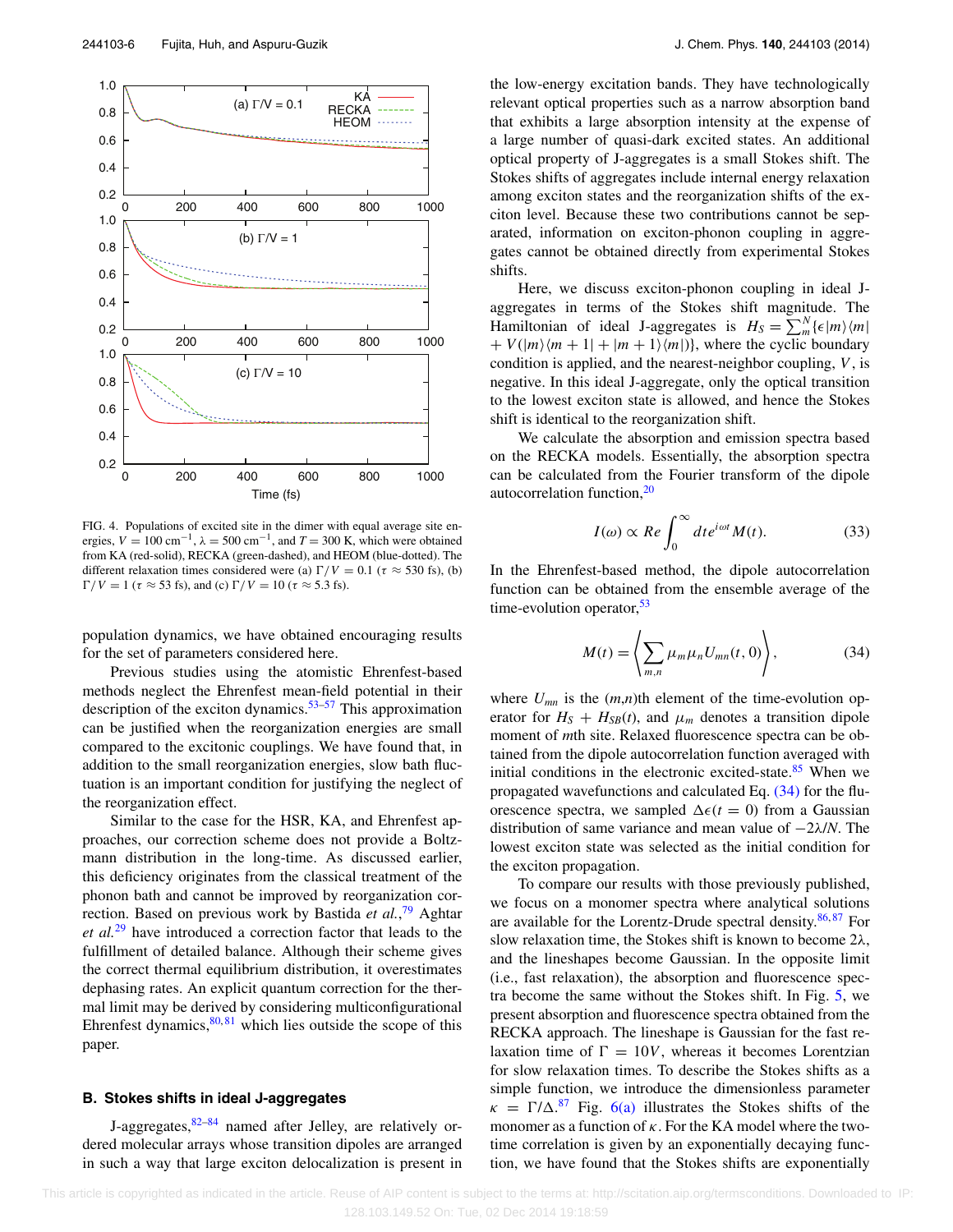FIG. 4. Populations of excited site in the dimer with equal average site energies, $V = 100$ cm$^{-1}$, $\lambda = 500$ cm$^{-1}$, and $T = 300$ K, which were obtained from KA (red-solid), RECKA (green-dashed), and HEOM (blue-dotted). The different relaxation times considered were (a) $\Gamma/V = 0.1$ ($\tau \approx 530$ fs), (b) $\Gamma/V = 1$ ($\tau \approx 53$ fs), and (c) $\Gamma/V = 10$ ($\tau \approx 5.3$ fs).

population dynamics, we have obtained encouraging results for the set of parameters considered here.

Previous studies using the atomistic Ehrenfest-based methods neglect the Ehrenfest mean-field potential in their description of the exciton dynamics.[53–57] This approximation can be justified when the reorganization energies are small compared to the excitonic couplings. We have found that, in addition to the small reorganization energies, slow bath fluctuation is an important condition for justifying the neglect of the reorganization effect.

Similar to the case for the HSR, KA, and Ehrenfest approaches, our correction scheme does not provide a Boltzmann distribution in the long-time. As discussed earlier, this deficiency originates from the classical treatment of the phonon bath and cannot be improved by reorganization correction. Based on previous work by Bastida *et al.*,[79] Aghtar *et al.*[29] have introduced a correction factor that leads to the fulfillment of detailed balance. Although their scheme gives the correct thermal equilibrium distribution, it overestimates dephasing rates. An explicit quantum correction for the thermal limit may be derived by considering multiconfigurational Ehrenfest dynamics,[80,81] which lies outside the scope of this paper.

### B. Stokes shifts in ideal J-aggregates

J-aggregates,[82–84] named after Jelley, are relatively ordered molecular arrays whose transition dipoles are arranged in such a way that large exciton delocalization is present in the low-energy excitation bands. They have technologically relevant optical properties such as a narrow absorption band that exhibits a large absorption intensity at the expense of a large number of quasi-dark excited states. An additional optical property of J-aggregates is a small Stokes shift. The Stokes shifts of aggregates include internal energy relaxation among exciton states and the reorganization shifts of the exciton level. Because these two contributions cannot be separated, information on exciton-phonon coupling in aggregates cannot be obtained directly from experimental Stokes shifts.

Here, we discuss exciton-phonon coupling in ideal J-aggregates in terms of the Stokes shift magnitude. The Hamiltonian of ideal J-aggregates is $H_S = \sum_m^N \{\epsilon|m\rangle\langle m| + V(|m\rangle\langle m+1| + |m+1\rangle\langle m|)\}$, where the cyclic boundary condition is applied, and the nearest-neighbor coupling, $V$, is negative. In this ideal J-aggregate, only the optical transition to the lowest exciton state is allowed, and hence the Stokes shift is identical to the reorganization shift.

We calculate the absorption and emission spectra based on the RECKA models. Essentially, the absorption spectra can be calculated from the Fourier transform of the dipole autocorrelation function,[20]

$$I(\omega) \propto Re \int_0^\infty dt e^{i\omega t} M(t). \tag{33}$$

In the Ehrenfest-based method, the dipole autocorrelation function can be obtained from the ensemble average of the time-evolution operator,[53]

$$M(t) = \left\langle \sum_{m,n} \mu_m \mu_n U_{mn}(t, 0) \right\rangle, \tag{34}$$

where $U_{mn}$ is the $(m,n)$th element of the time-evolution operator for $H_S + H_{SB}(t)$, and $\mu_m$ denotes a transition dipole moment of $m$th site. Relaxed fluorescence spectra can be obtained from the dipole autocorrelation function averaged with initial conditions in the electronic excited-state.[85] When we propagated wavefunctions and calculated Eq. (34) for the fluorescence spectra, we sampled $\Delta\epsilon(t = 0)$ from a Gaussian distribution of same variance and mean value of $-2\lambda/N$. The lowest exciton state was selected as the initial condition for the exciton propagation.

To compare our results with those previously published, we focus on a monomer spectra where analytical solutions are available for the Lorentz-Drude spectral density.[86,87] For slow relaxation time, the Stokes shift is known to become $2\lambda$, and the lineshapes become Gaussian. In the opposite limit (i.e., fast relaxation), the absorption and fluorescence spectra become the same without the Stokes shift. In Fig. 5, we present absorption and fluorescence spectra obtained from the RECKA approach. The lineshape is Gaussian for the fast relaxation time of $\Gamma = 10V$, whereas it becomes Lorentzian for slow relaxation times. To describe the Stokes shifts as a simple function, we introduce the dimensionless parameter $\kappa = \Gamma/\Delta$.[87] Fig. 6(a) illustrates the Stokes shifts of the monomer as a function of $\kappa$. For the KA model where the two-time correlation is given by an exponentially decaying function, we have found that the Stokes shifts are exponentially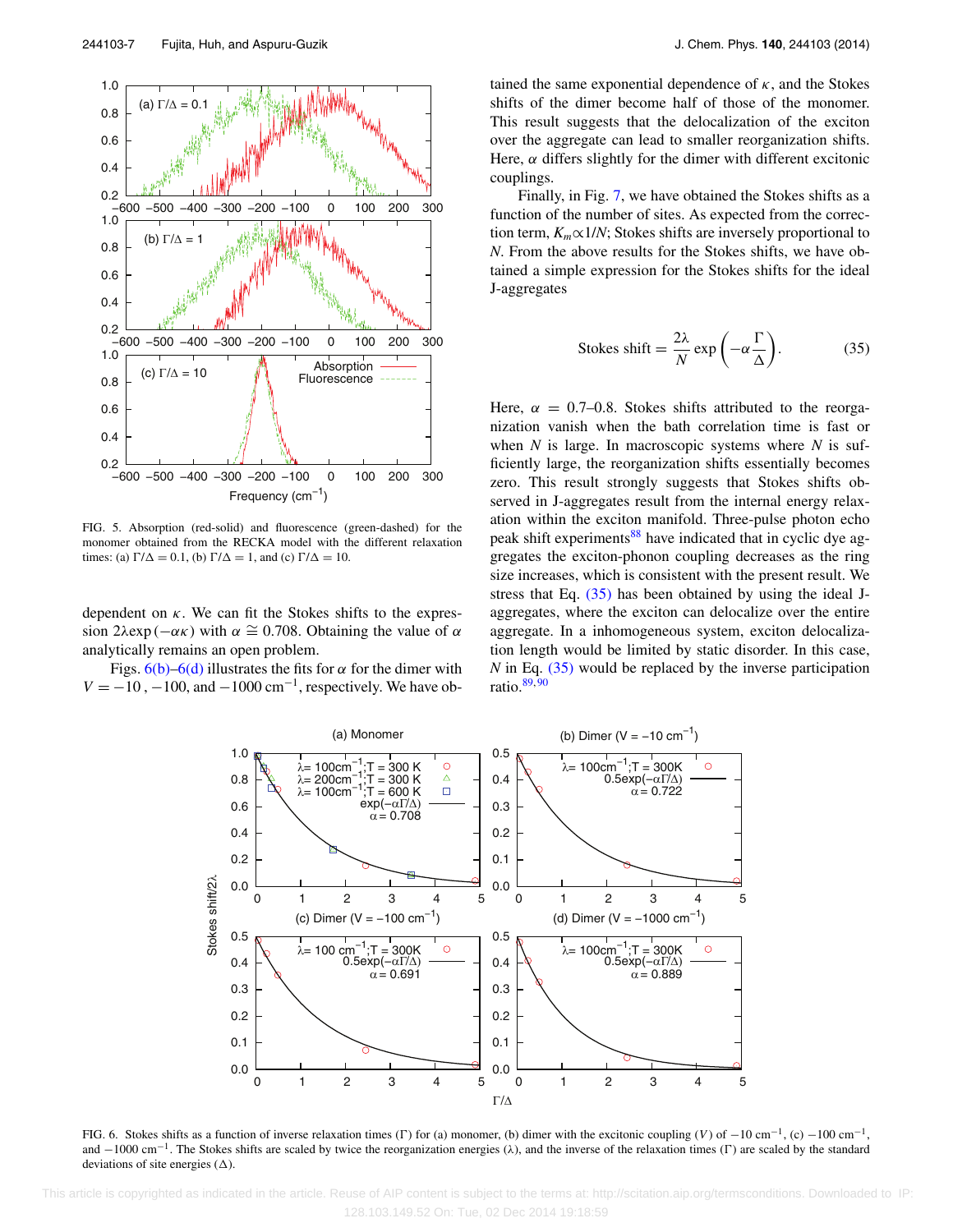FIG. 5. Absorption (red-solid) and fluorescence (green-dashed) for the monomer obtained from the RECKA model with the different relaxation times: (a) $\Gamma/\Delta = 0.1$, (b) $\Gamma/\Delta = 1$, and (c) $\Gamma/\Delta = 10$.

dependent on $\kappa$. We can fit the Stokes shifts to the expression $2\lambda\exp(-\alpha\kappa)$ with $\alpha \cong 0.708$. Obtaining the value of $\alpha$ analytically remains an open problem.

Figs. 6(b)–6(d) illustrates the fits for $\alpha$ for the dimer with $V = -10$, $-100$, and $-1000\ \mathrm{cm}^{-1}$, respectively. We have obtained the same exponential dependence of $\kappa$, and the Stokes shifts of the dimer become half of those of the monomer. This result suggests that the delocalization of the exciton over the aggregate can lead to smaller reorganization shifts. Here, $\alpha$ differs slightly for the dimer with different excitonic couplings.

Finally, in Fig. 7, we have obtained the Stokes shifts as a function of the number of sites. As expected from the correction term, $K_m \propto 1/N$; Stokes shifts are inversely proportional to $N$. From the above results for the Stokes shifts, we have obtained a simple expression for the Stokes shifts for the ideal J-aggregates

$$\text{Stokes shift} = \frac{2\lambda}{N}\exp\left(-\alpha\frac{\Gamma}{\Delta}\right). \tag{35}$$

Here, $\alpha = 0.7$–$0.8$. Stokes shifts attributed to the reorganization vanish when the bath correlation time is fast or when $N$ is large. In macroscopic systems where $N$ is sufficiently large, the reorganization shifts essentially becomes zero. This result strongly suggests that Stokes shifts observed in J-aggregates result from the internal energy relaxation within the exciton manifold. Three-pulse photon echo peak shift experiments[88] have indicated that in cyclic dye aggregates the exciton-phonon coupling decreases as the ring size increases, which is consistent with the present result. We stress that Eq. (35) has been obtained by using the ideal J-aggregates, where the exciton can delocalize over the entire aggregate. In a inhomogeneous system, exciton delocalization length would be limited by static disorder. In this case, $N$ in Eq. (35) would be replaced by the inverse participation ratio.[89,90]

FIG. 6. Stokes shifts as a function of inverse relaxation times ($\Gamma$) for (a) monomer, (b) dimer with the excitonic coupling ($V$) of $-10\ \mathrm{cm}^{-1}$, (c) $-100\ \mathrm{cm}^{-1}$, and $-1000\ \mathrm{cm}^{-1}$. The Stokes shifts are scaled by twice the reorganization energies ($\lambda$), and the inverse of the relaxation times ($\Gamma$) are scaled by the standard deviations of site energies ($\Delta$).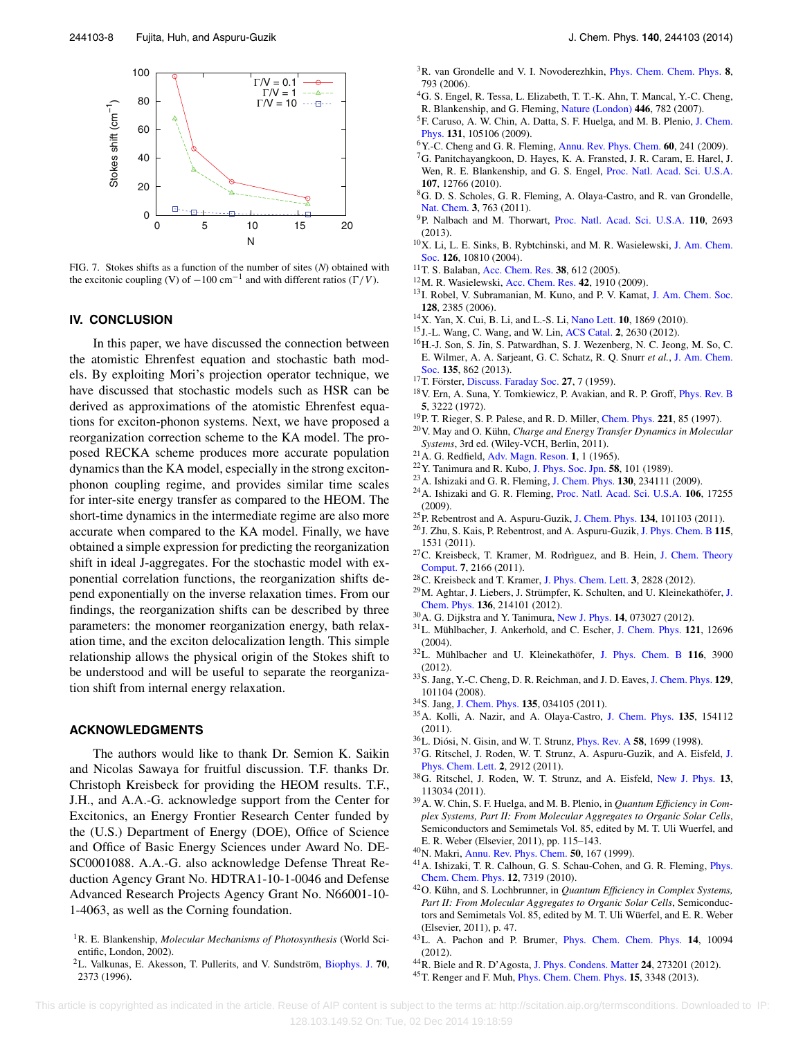100
80
60
40
20
0
Stokes shift (cm$^{-1}$)
0
5
10
15
20
N
$\Gamma/V = 0.1$
$\Gamma/V = 1$
$\Gamma/V = 10$

FIG. 7. Stokes shifts as a function of the number of sites ($N$) obtained with the excitonic coupling (V) of $-100$ cm$^{-1}$ and with different ratios ($\Gamma/V$).

## IV. CONCLUSION

In this paper, we have discussed the connection between the atomistic Ehrenfest equation and stochastic bath models. By exploiting Mori's projection operator technique, we have discussed that stochastic models such as HSR can be derived as approximations of the atomistic Ehrenfest equations for exciton-phonon systems. Next, we have proposed a reorganization correction scheme to the KA model. The proposed RECKA scheme produces more accurate population dynamics than the KA model, especially in the strong exciton-phonon coupling regime, and provides similar time scales for inter-site energy transfer as compared to the HEOM. The short-time dynamics in the intermediate regime are also more accurate when compared to the KA model. Finally, we have obtained a simple expression for predicting the reorganization shift in ideal J-aggregates. For the stochastic model with exponential correlation functions, the reorganization shifts depend exponentially on the inverse relaxation times. From our findings, the reorganization shifts can be described by three parameters: the monomer reorganization energy, bath relaxation time, and the exciton delocalization length. This simple relationship allows the physical origin of the Stokes shift to be understood and will be useful to separate the reorganization shift from internal energy relaxation.

## ACKNOWLEDGMENTS

The authors would like to thank Dr. Semion K. Saikin and Nicolas Sawaya for fruitful discussion. T.F. thanks Dr. Christoph Kreisbeck for providing the HEOM results. T.F., J.H., and A.A.-G. acknowledge support from the Center for Excitonics, an Energy Frontier Research Center funded by the (U.S.) Department of Energy (DOE), Office of Science and Office of Basic Energy Sciences under Award No. DE-SC0001088. A.A.-G. also acknowledge Defense Threat Reduction Agency Grant No. HDTRA1-10-1-0046 and Defense Advanced Research Projects Agency Grant No. N66001-10-1-4063, as well as the Corning foundation.

[1] R. E. Blankenship, *Molecular Mechanisms of Photosynthesis* (World Scientific, London, 2002).
[2] L. Valkunas, E. Akesson, T. Pullerits, and V. Sundström, Biophys. J. **70**, 2373 (1996).
[3] R. van Grondelle and V. I. Novoderezhkin, Phys. Chem. Chem. Phys. **8**, 793 (2006).
[4] G. S. Engel, R. Tessa, L. Elizabeth, T. T.-K. Ahn, T. Mancal, Y.-C. Cheng, R. Blankenship, and G. Fleming, Nature (London) **446**, 782 (2007).
[5] F. Caruso, A. W. Chin, A. Datta, S. F. Huelga, and M. B. Plenio, J. Chem. Phys. **131**, 105106 (2009).
[6] Y.-C. Cheng and G. R. Fleming, Annu. Rev. Phys. Chem. **60**, 241 (2009).
[7] G. Panitchayangkoon, D. Hayes, K. A. Fransted, J. R. Caram, E. Harel, J. Wen, R. E. Blankenship, and G. S. Engel, Proc. Natl. Acad. Sci. U.S.A. **107**, 12766 (2010).
[8] G. D. S. Scholes, G. R. Fleming, A. Olaya-Castro, and R. van Grondelle, Nat. Chem. **3**, 763 (2011).
[9] P. Nalbach and M. Thorwart, Proc. Natl. Acad. Sci. U.S.A. **110**, 2693 (2013).
[10] X. Li, L. E. Sinks, B. Rybtchinski, and M. R. Wasielewski, J. Am. Chem. Soc. **126**, 10810 (2004).
[11] T. S. Balaban, Acc. Chem. Res. **38**, 612 (2005).
[12] M. R. Wasielewski, Acc. Chem. Res. **42**, 1910 (2009).
[13] I. Robel, V. Subramanian, M. Kuno, and P. V. Kamat, J. Am. Chem. Soc. **128**, 2385 (2006).
[14] X. Yan, X. Cui, B. Li, and L.-S. Li, Nano Lett. **10**, 1869 (2010).
[15] J.-L. Wang, C. Wang, and W. Lin, ACS Catal. **2**, 2630 (2012).
[16] H.-J. Son, S. Jin, S. Patwardhan, S. J. Wezenberg, N. C. Jeong, M. So, C. E. Wilmer, A. A. Sarjeant, G. C. Schatz, R. Q. Snurr *et al.*, J. Am. Chem. Soc. **135**, 862 (2013).
[17] T. Förster, Discuss. Faraday Soc. **27**, 7 (1959).
[18] V. Ern, A. Suna, Y. Tomkiewicz, P. Avakian, and R. P. Groff, Phys. Rev. B **5**, 3222 (1972).
[19] P. T. Rieger, S. P. Palese, and R. D. Miller, Chem. Phys. **221**, 85 (1997).
[20] V. May and O. Kühn, *Charge and Energy Transfer Dynamics in Molecular Systems*, 3rd ed. (Wiley-VCH, Berlin, 2011).
[21] A. G. Redfield, Adv. Magn. Reson. **1**, 1 (1965).
[22] Y. Tanimura and R. Kubo, J. Phys. Soc. Jpn. **58**, 101 (1989).
[23] A. Ishizaki and G. R. Fleming, J. Chem. Phys. **130**, 234111 (2009).
[24] A. Ishizaki and G. R. Fleming, Proc. Natl. Acad. Sci. U.S.A. **106**, 17255 (2009).
[25] P. Rebentrost and A. Aspuru-Guzik, J. Chem. Phys. **134**, 101103 (2011).
[26] J. Zhu, S. Kais, P. Rebentrost, and A. Aspuru-Guzik, J. Phys. Chem. B **115**, 1531 (2011).
[27] C. Kreisbeck, T. Kramer, M. Rodrìguez, and B. Hein, J. Chem. Theory Comput. **7**, 2166 (2011).
[28] C. Kreisbeck and T. Kramer, J. Phys. Chem. Lett. **3**, 2828 (2012).
[29] M. Aghtar, J. Liebers, J. Strümpfer, K. Schulten, and U. Kleinekathöfer, J. Chem. Phys. **136**, 214101 (2012).
[30] A. G. Dijkstra and Y. Tanimura, New J. Phys. **14**, 073027 (2012).
[31] L. Mühlbacher, J. Ankerhold, and C. Escher, J. Chem. Phys. **121**, 12696 (2004).
[32] L. Mühlbacher and U. Kleinekathöfer, J. Phys. Chem. B **116**, 3900 (2012).
[33] S. Jang, Y.-C. Cheng, D. R. Reichman, and J. D. Eaves, J. Chem. Phys. **129**, 101104 (2008).
[34] S. Jang, J. Chem. Phys. **135**, 034105 (2011).
[35] A. Kolli, A. Nazir, and A. Olaya-Castro, J. Chem. Phys. **135**, 154112 (2011).
[36] L. Diósi, N. Gisin, and W. T. Strunz, Phys. Rev. A **58**, 1699 (1998).
[37] G. Ritschel, J. Roden, W. T. Strunz, A. Aspuru-Guzik, and A. Eisfeld, J. Phys. Chem. Lett. **2**, 2912 (2011).
[38] G. Ritschel, J. Roden, W. T. Strunz, and A. Eisfeld, New J. Phys. **13**, 113034 (2011).
[39] A. W. Chin, S. F. Huelga, and M. B. Plenio, in *Quantum Efficiency in Complex Systems, Part II: From Molecular Aggregates to Organic Solar Cells*, Semiconductors and Semimetals Vol. 85, edited by M. T. Uli Wuerfel, and E. R. Weber (Elsevier, 2011), pp. 115–143.
[40] N. Makri, Annu. Rev. Phys. Chem. **50**, 167 (1999).
[41] A. Ishizaki, T. R. Calhoun, G. S. Schau-Cohen, and G. R. Fleming, Phys. Chem. Chem. Phys. **12**, 7319 (2010).
[42] O. Kühn, and S. Lochbrunner, in *Quantum Efficiency in Complex Systems, Part II: From Molecular Aggregates to Organic Solar Cells*, Semiconductors and Semimetals Vol. 85, edited by M. T. Uli Wüerfel, and E. R. Weber (Elsevier, 2011), p. 47.
[43] L. A. Pachon and P. Brumer, Phys. Chem. Chem. Phys. **14**, 10094 (2012).
[44] R. Biele and R. D'Agosta, J. Phys. Condens. Matter **24**, 273201 (2012).
[45] T. Renger and F. Muh, Phys. Chem. Chem. Phys. **15**, 3348 (2013).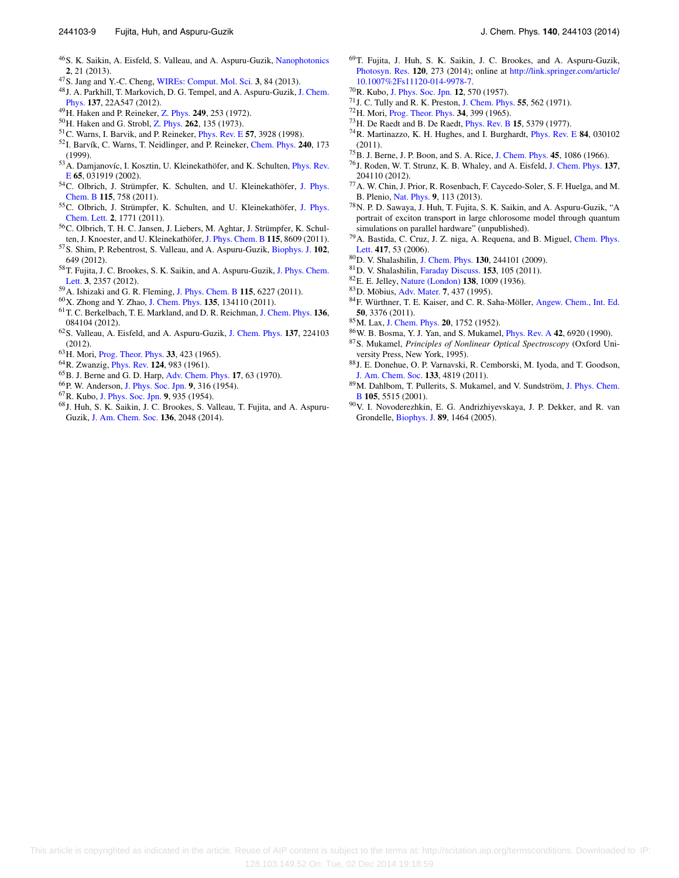[46] S. K. Saikin, A. Eisfeld, S. Valleau, and A. Aspuru-Guzik, Nanophotonics **2**, 21 (2013).

[47] S. Jang and Y.-C. Cheng, WIREs: Comput. Mol. Sci. **3**, 84 (2013).

[48] J. A. Parkhill, T. Markovich, D. G. Tempel, and A. Aspuru-Guzik, J. Chem. Phys. **137**, 22A547 (2012).

[49] H. Haken and P. Reineker, Z. Phys. **249**, 253 (1972).

[50] H. Haken and G. Strobl, Z. Phys. **262**, 135 (1973).

[51] C. Warns, I. Barvik, and P. Reineker, Phys. Rev. E **57**, 3928 (1998).

[52] I. Barvík, C. Warns, T. Neidlinger, and P. Reineker, Chem. Phys. **240**, 173 (1999).

[53] A. Damjanovíc, I. Kosztin, U. Kleinekathöfer, and K. Schulten, Phys. Rev. E **65**, 031919 (2002).

[54] C. Olbrich, J. Strümpfer, K. Schulten, and U. Kleinekathöfer, J. Phys. Chem. B **115**, 758 (2011).

[55] C. Olbrich, J. Strümpfer, K. Schulten, and U. Kleinekathöfer, J. Phys. Chem. Lett. **2**, 1771 (2011).

[56] C. Olbrich, T. H. C. Jansen, J. Liebers, M. Aghtar, J. Strümpfer, K. Schulten, J. Knoester, and U. Kleinekathöfer, J. Phys. Chem. B **115**, 8609 (2011).

[57] S. Shim, P. Rebentrost, S. Valleau, and A. Aspuru-Guzik, Biophys. J. **102**, 649 (2012).

[58] T. Fujita, J. C. Brookes, S. K. Saikin, and A. Aspuru-Guzik, J. Phys. Chem. Lett. **3**, 2357 (2012).

[59] A. Ishizaki and G. R. Fleming, J. Phys. Chem. B **115**, 6227 (2011).

[60] X. Zhong and Y. Zhao, J. Chem. Phys. **135**, 134110 (2011).

[61] T. C. Berkelbach, T. E. Markland, and D. R. Reichman, J. Chem. Phys. **136**, 084104 (2012).

[62] S. Valleau, A. Eisfeld, and A. Aspuru-Guzik, J. Chem. Phys. **137**, 224103 (2012).

[63] H. Mori, Prog. Theor. Phys. **33**, 423 (1965).

[64] R. Zwanzig, Phys. Rev. **124**, 983 (1961).

[65] B. J. Berne and G. D. Harp, Adv. Chem. Phys. **17**, 63 (1970).

[66] P. W. Anderson, J. Phys. Soc. Jpn. **9**, 316 (1954).

[67] R. Kubo, J. Phys. Soc. Jpn. **9**, 935 (1954).

[68] J. Huh, S. K. Saikin, J. C. Brookes, S. Valleau, T. Fujita, and A. Aspuru-Guzik, J. Am. Chem. Soc. **136**, 2048 (2014).

[69] T. Fujita, J. Huh, S. K. Saikin, J. C. Brookes, and A. Aspuru-Guzik, Photosyn. Res. **120**, 273 (2014); online at http://link.springer.com/article/10.1007%2Fs11120-014-9978-7.

[70] R. Kubo, J. Phys. Soc. Jpn. **12**, 570 (1957).

[71] J. C. Tully and R. K. Preston, J. Chem. Phys. **55**, 562 (1971).

[72] H. Mori, Prog. Theor. Phys. **34**, 399 (1965).

[73] H. De Raedt and B. De Raedt, Phys. Rev. B **15**, 5379 (1977).

[74] R. Martinazzo, K. H. Hughes, and I. Burghardt, Phys. Rev. E **84**, 030102 (2011).

[75] B. J. Berne, J. P. Boon, and S. A. Rice, J. Chem. Phys. **45**, 1086 (1966).

[76] J. Roden, W. T. Strunz, K. B. Whaley, and A. Eisfeld, J. Chem. Phys. **137**, 204110 (2012).

[77] A. W. Chin, J. Prior, R. Rosenbach, F. Caycedo-Soler, S. F. Huelga, and M. B. Plenio, Nat. Phys. **9**, 113 (2013).

[78] N. P. D. Sawaya, J. Huh, T. Fujita, S. K. Saikin, and A. Aspuru-Guzik, "A portrait of exciton transport in large chlorosome model through quantum simulations on parallel hardware" (unpublished).

[79] A. Bastida, C. Cruz, J. Z. niga, A. Requena, and B. Miguel, Chem. Phys. Lett. **417**, 53 (2006).

[80] D. V. Shalashilin, J. Chem. Phys. **130**, 244101 (2009).

[81] D. V. Shalashilin, Faraday Discuss. **153**, 105 (2011).

[82] E. E. Jelley, Nature (London) **138**, 1009 (1936).

[83] D. Möbius, Adv. Mater. **7**, 437 (1995).

[84] F. Würthner, T. E. Kaiser, and C. R. Saha-Möller, Angew. Chem., Int. Ed. **50**, 3376 (2011).

[85] M. Lax, J. Chem. Phys. **20**, 1752 (1952).

[86] W. B. Bosma, Y. J. Yan, and S. Mukamel, Phys. Rev. A **42**, 6920 (1990).

[87] S. Mukamel, *Principles of Nonlinear Optical Spectroscopy* (Oxford University Press, New York, 1995).

[88] J. E. Donehue, O. P. Varnavski, R. Cemborski, M. Iyoda, and T. Goodson, J. Am. Chem. Soc. **133**, 4819 (2011).

[89] M. Dahlbom, T. Pullerits, S. Mukamel, and V. Sundström, J. Phys. Chem. B **105**, 5515 (2001).

[90] V. I. Novoderezhkin, E. G. Andrizhiyevskaya, J. P. Dekker, and R. van Grondelle, Biophys. J. **89**, 1464 (2005).